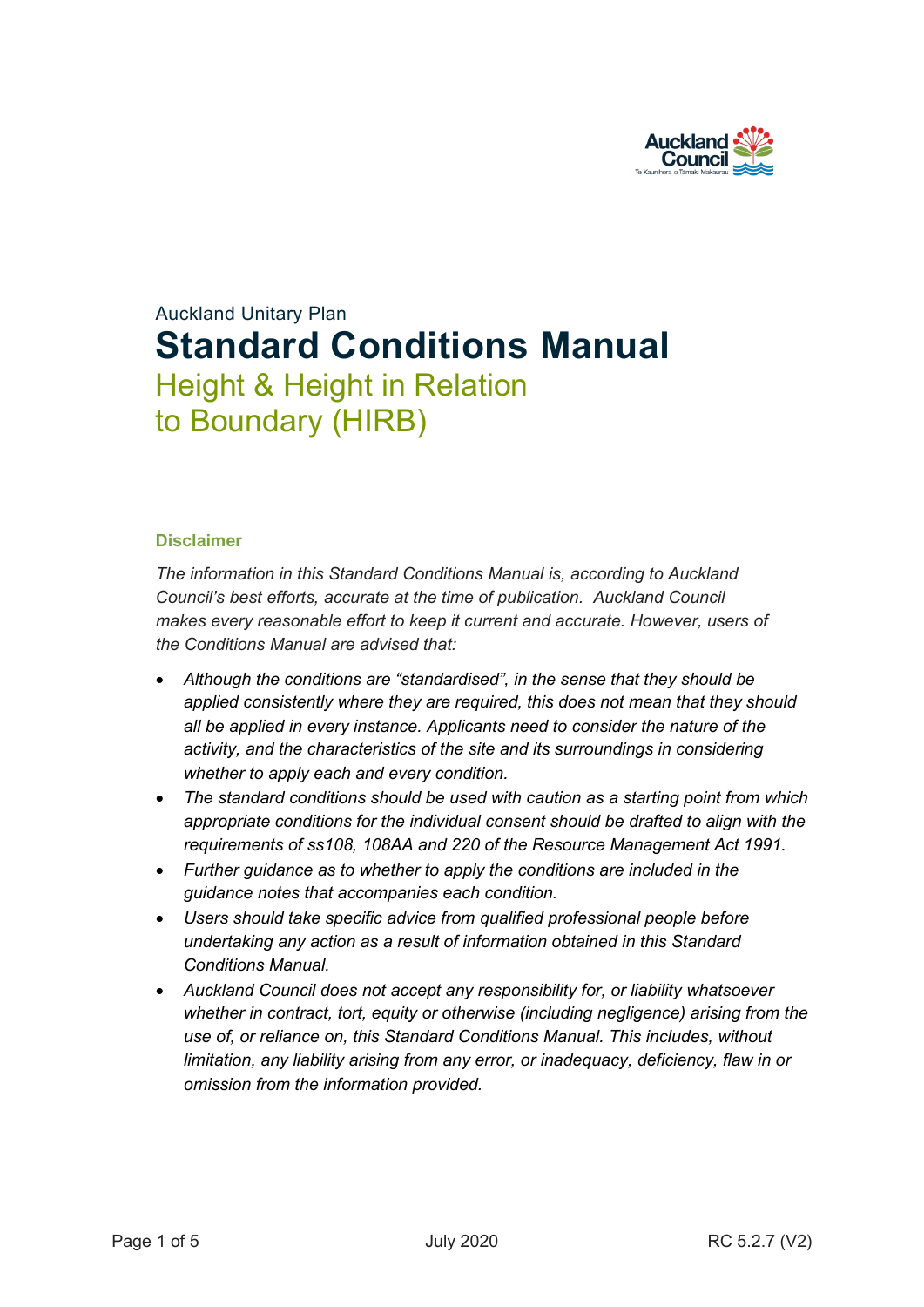Auckland Unitary Plan

# Standard Conditions Manual

## Height & Height in Relation to Boundary (HIRB)

### Disclaimer

*The information in this Standard Conditions Manual is, according to Auckland Council's best efforts, accurate at the time of publication. Auckland Council makes every reasonable effort to keep it current and accurate. However, users of the Conditions Manual are advised that:*

- *Although the conditions are "standardised", in the sense that they should be applied consistently where they are required, this does not mean that they should all be applied in every instance. Applicants need to consider the nature of the activity, and the characteristics of the site and its surroundings in considering whether to apply each and every condition.*
- *The standard conditions should be used with caution as a starting point from which appropriate conditions for the individual consent should be drafted to align with the requirements of ss108, 108AA and 220 of the Resource Management Act 1991.*
- *Further guidance as to whether to apply the conditions are included in the guidance notes that accompanies each condition.*
- *Users should take specific advice from qualified professional people before undertaking any action as a result of information obtained in this Standard Conditions Manual.*
- *Auckland Council does not accept any responsibility for, or liability whatsoever whether in contract, tort, equity or otherwise (including negligence) arising from the use of, or reliance on, this Standard Conditions Manual. This includes, without limitation, any liability arising from any error, or inadequacy, deficiency, flaw in or omission from the information provided.*

July 2020 RC 5.2.7 (V2)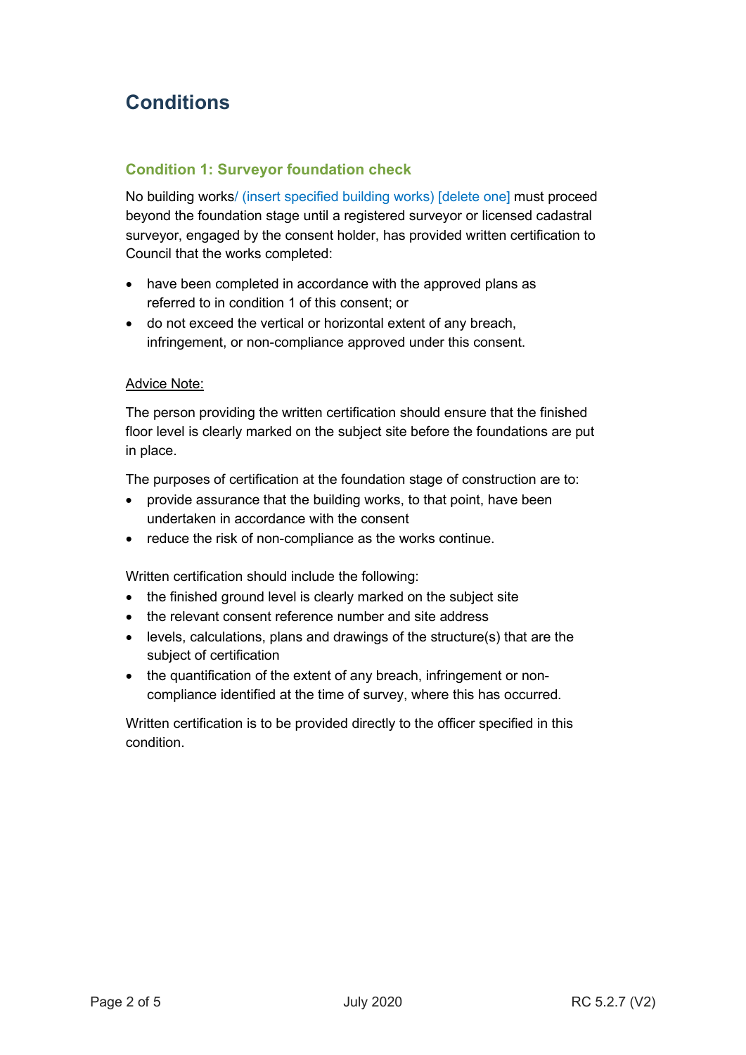# Conditions

## Condition 1: Surveyor foundation check

No building works/ (insert specified building works) [delete one] must proceed beyond the foundation stage until a registered surveyor or licensed cadastral surveyor, engaged by the consent holder, has provided written certification to Council that the works completed:

- have been completed in accordance with the approved plans as referred to in condition 1 of this consent; or
- do not exceed the vertical or horizontal extent of any breach, infringement, or non-compliance approved under this consent.

<u>Advice Note:</u>

The person providing the written certification should ensure that the finished floor level is clearly marked on the subject site before the foundations are put in place.

The purposes of certification at the foundation stage of construction are to:

- provide assurance that the building works, to that point, have been undertaken in accordance with the consent
- reduce the risk of non-compliance as the works continue.

Written certification should include the following:

- the finished ground level is clearly marked on the subject site
- the relevant consent reference number and site address
- levels, calculations, plans and drawings of the structure(s) that are the subject of certification
- the quantification of the extent of any breach, infringement or non-compliance identified at the time of survey, where this has occurred.

Written certification is to be provided directly to the officer specified in this condition.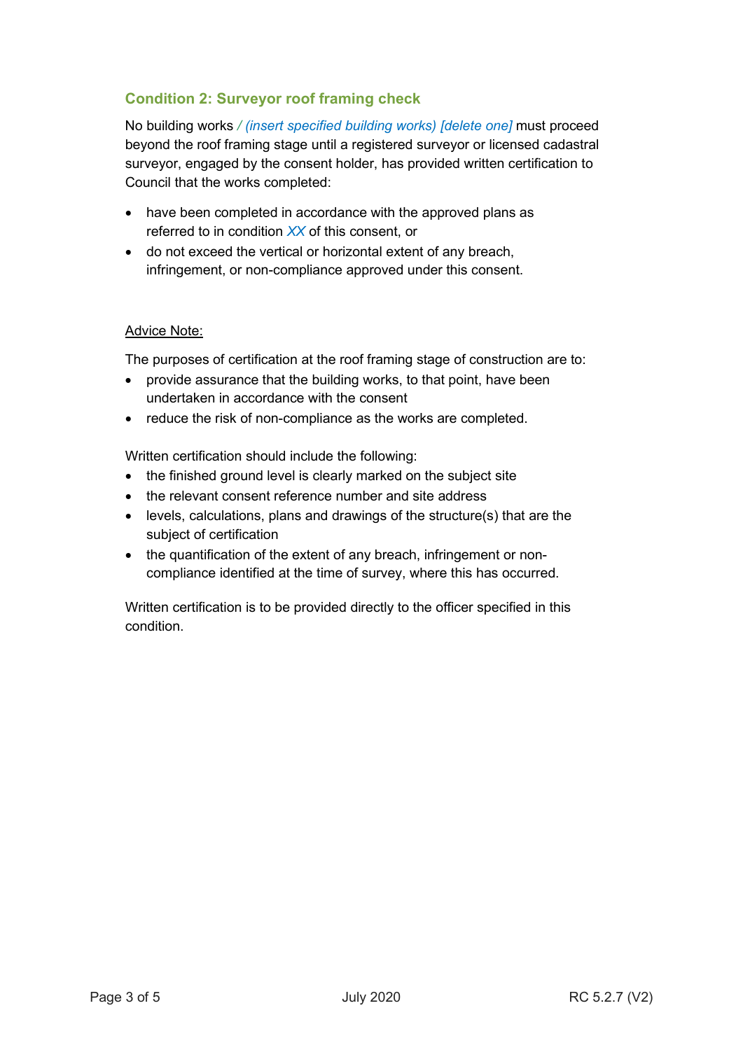## Condition 2: Surveyor roof framing check

No building works */ (insert specified building works) [delete one]* must proceed beyond the roof framing stage until a registered surveyor or licensed cadastral surveyor, engaged by the consent holder, has provided written certification to Council that the works completed:

- have been completed in accordance with the approved plans as referred to in condition *XX* of this consent, or
- do not exceed the vertical or horizontal extent of any breach, infringement, or non-compliance approved under this consent.

Advice Note:

The purposes of certification at the roof framing stage of construction are to:

- provide assurance that the building works, to that point, have been undertaken in accordance with the consent
- reduce the risk of non-compliance as the works are completed.

Written certification should include the following:

- the finished ground level is clearly marked on the subject site
- the relevant consent reference number and site address
- levels, calculations, plans and drawings of the structure(s) that are the subject of certification
- the quantification of the extent of any breach, infringement or non-compliance identified at the time of survey, where this has occurred.

Written certification is to be provided directly to the officer specified in this condition.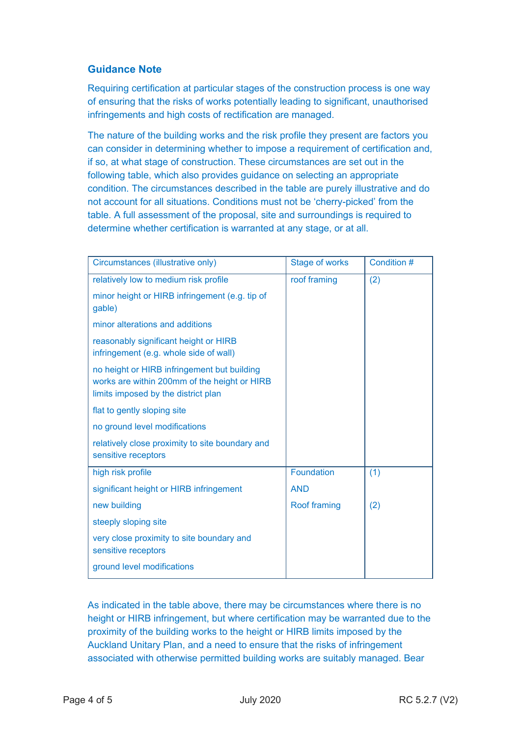### Guidance Note

Requiring certification at particular stages of the construction process is one way of ensuring that the risks of works potentially leading to significant, unauthorised infringements and high costs of rectification are managed.

The nature of the building works and the risk profile they present are factors you can consider in determining whether to impose a requirement of certification and, if so, at what stage of construction. These circumstances are set out in the following table, which also provides guidance on selecting an appropriate condition. The circumstances described in the table are purely illustrative and do not account for all situations. Conditions must not be 'cherry-picked' from the table. A full assessment of the proposal, site and surroundings is required to determine whether certification is warranted at any stage, or at all.

| Circumstances (illustrative only) | Stage of works | Condition # |
|---|---|---|
| relatively low to medium risk profile<br>minor height or HIRB infringement (e.g. tip of gable)<br>minor alterations and additions<br>reasonably significant height or HIRB infringement (e.g. whole side of wall)<br>no height or HIRB infringement but building works are within 200mm of the height or HIRB limits imposed by the district plan<br>flat to gently sloping site<br>no ground level modifications<br>relatively close proximity to site boundary and sensitive receptors | roof framing | (2) |
| high risk profile<br>significant height or HIRB infringement<br>new building<br>steeply sloping site<br>very close proximity to site boundary and sensitive receptors<br>ground level modifications | Foundation<br>AND<br>Roof framing | (1)<br><br>(2) |

As indicated in the table above, there may be circumstances where there is no height or HIRB infringement, but where certification may be warranted due to the proximity of the building works to the height or HIRB limits imposed by the Auckland Unitary Plan, and a need to ensure that the risks of infringement associated with otherwise permitted building works are suitably managed. Bear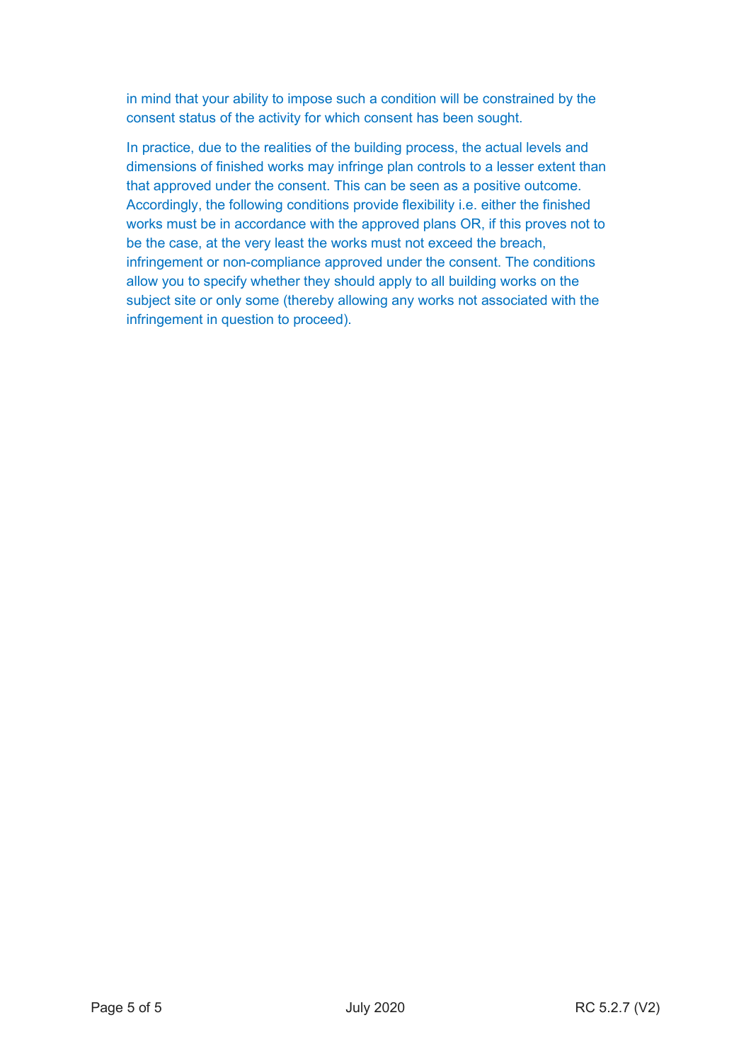in mind that your ability to impose such a condition will be constrained by the consent status of the activity for which consent has been sought.

In practice, due to the realities of the building process, the actual levels and dimensions of finished works may infringe plan controls to a lesser extent than that approved under the consent. This can be seen as a positive outcome. Accordingly, the following conditions provide flexibility i.e. either the finished works must be in accordance with the approved plans OR, if this proves not to be the case, at the very least the works must not exceed the breach, infringement or non-compliance approved under the consent. The conditions allow you to specify whether they should apply to all building works on the subject site or only some (thereby allowing any works not associated with the infringement in question to proceed).